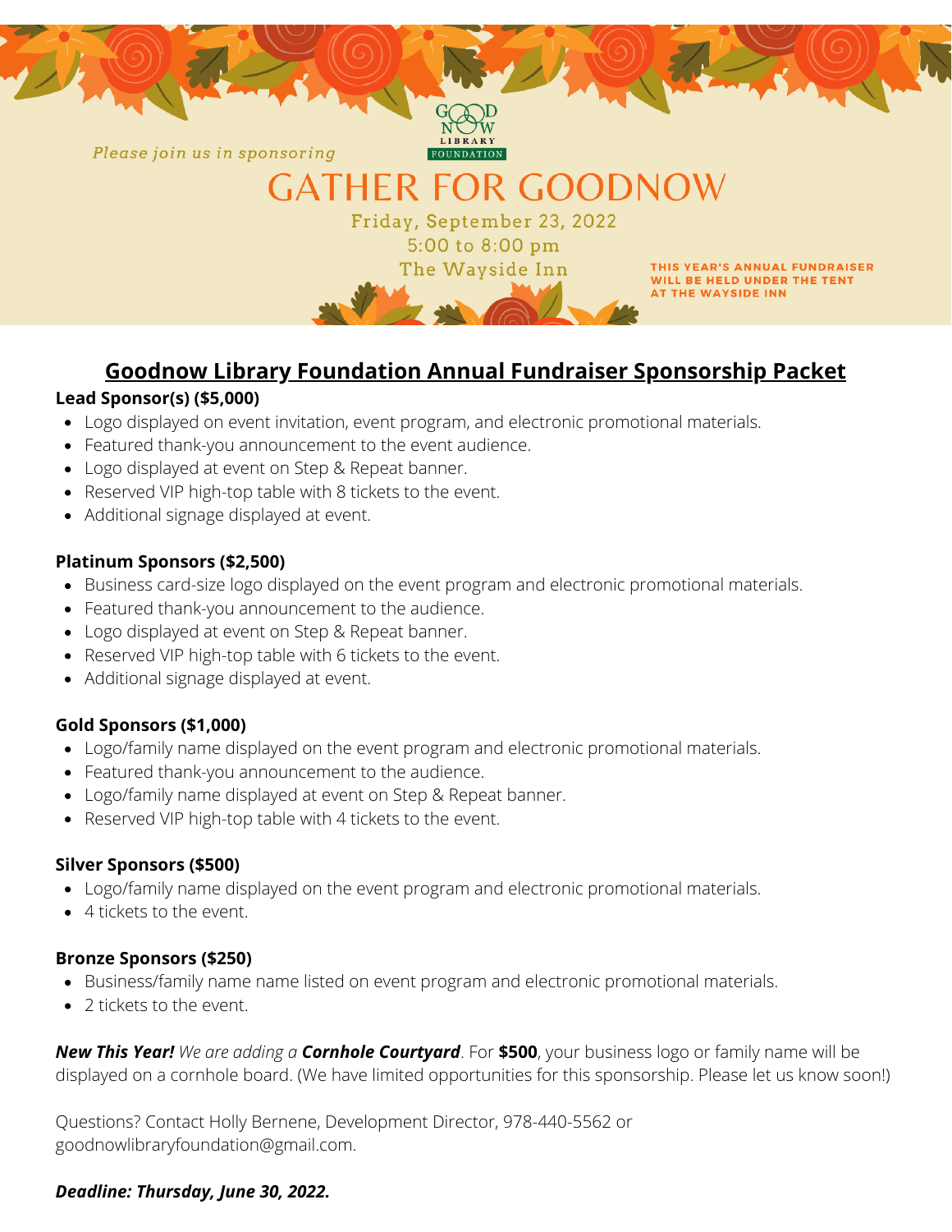GOOD NOW LIBRARY FOUNDATION

*Please join us in sponsoring*

# GATHER FOR GOODNOW

Friday, September 23, 2022

5:00 to 8:00 pm

The Wayside Inn

**THIS YEAR'S ANNUAL FUNDRAISER WILL BE HELD UNDER THE TENT AT THE WAYSIDE INN**

## Goodnow Library Foundation Annual Fundraiser Sponsorship Packet

**Lead Sponsor(s) ($5,000)**

- Logo displayed on event invitation, event program, and electronic promotional materials.
- Featured thank-you announcement to the event audience.
- Logo displayed at event on Step & Repeat banner.
- Reserved VIP high-top table with 8 tickets to the event.
- Additional signage displayed at event.

**Platinum Sponsors ($2,500)**

- Business card-size logo displayed on the event program and electronic promotional materials.
- Featured thank-you announcement to the audience.
- Logo displayed at event on Step & Repeat banner.
- Reserved VIP high-top table with 6 tickets to the event.
- Additional signage displayed at event.

**Gold Sponsors ($1,000)**

- Logo/family name displayed on the event program and electronic promotional materials.
- Featured thank-you announcement to the audience.
- Logo/family name displayed at event on Step & Repeat banner.
- Reserved VIP high-top table with 4 tickets to the event.

**Silver Sponsors ($500)**

- Logo/family name displayed on the event program and electronic promotional materials.
- 4 tickets to the event.

**Bronze Sponsors ($250)**

- Business/family name name listed on event program and electronic promotional materials.
- 2 tickets to the event.

***New This Year!*** *We are adding a* ***Cornhole Courtyard***. For **$500**, your business logo or family name will be displayed on a cornhole board. (We have limited opportunities for this sponsorship. Please let us know soon!)

Questions? Contact Holly Bernene, Development Director, 978-440-5562 or goodnowlibraryfoundation@gmail.com.

***Deadline: Thursday, June 30, 2022.***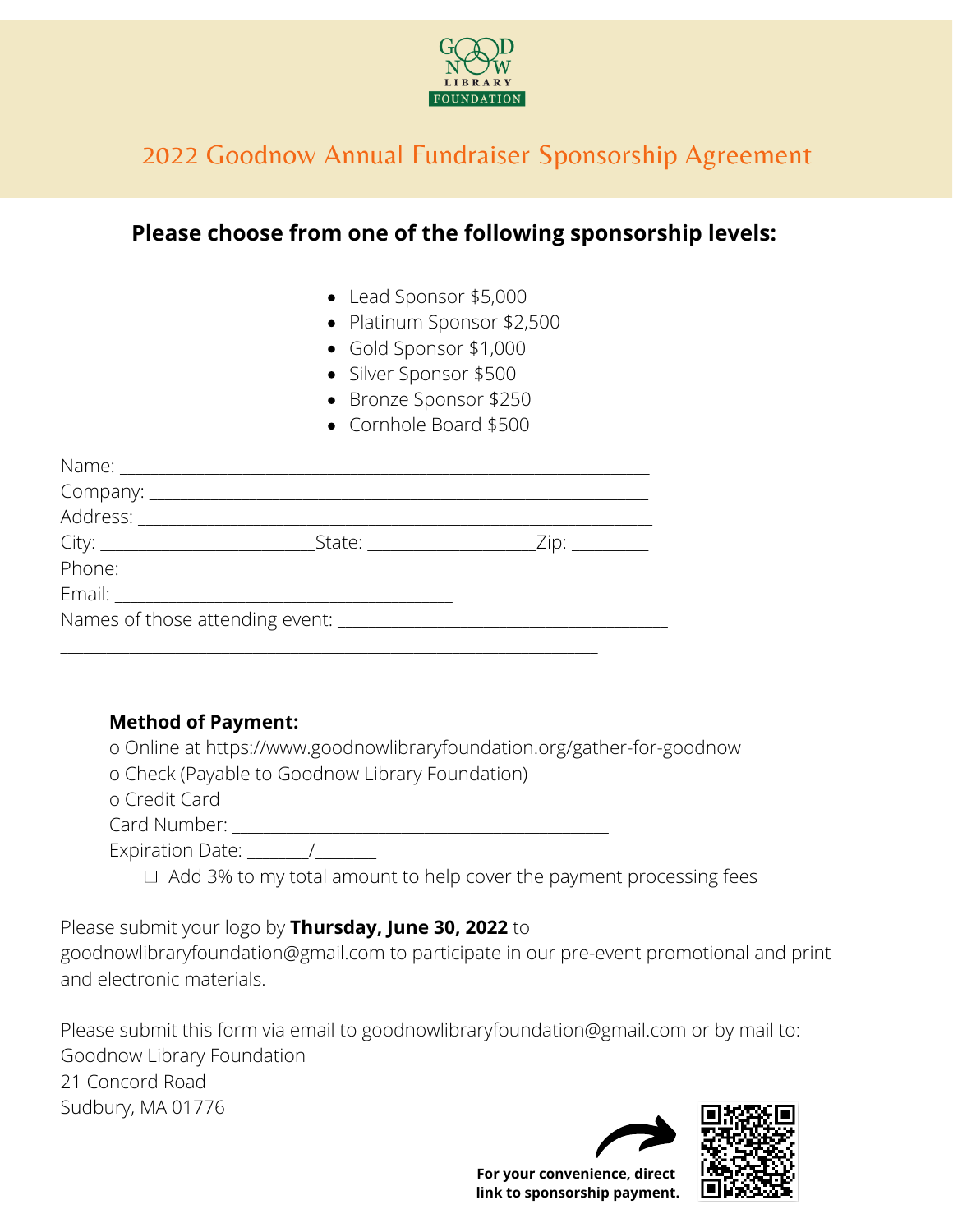GOOD NOW LIBRARY FOUNDATION

# 2022 Goodnow Annual Fundraiser Sponsorship Agreement

## Please choose from one of the following sponsorship levels:

- Lead Sponsor $5,000
- Platinum Sponsor $2,500
- Gold Sponsor $1,000
- Silver Sponsor $500
- Bronze Sponsor $250
- Cornhole Board $500

Name: ____________________________________________________________

Company: _________________________________________________________

Address: __________________________________________________________

City: ________________________State: __________________Zip: _________

Phone: ____________________________

Email: ______________________________________

Names of those attending event: ______________________________________

______________________________________________________________

**Method of Payment:**

o Online at https://www.goodnowlibraryfoundation.org/gather-for-goodnow

o Check (Payable to Goodnow Library Foundation)

o Credit Card

Card Number: ________________________________________

Expiration Date: _______/_______

❐ Add 3% to my total amount to help cover the payment processing fees

Please submit your logo by **Thursday, June 30, 2022** to goodnowlibraryfoundation@gmail.com to participate in our pre-event promotional and print and electronic materials.

Please submit this form via email to goodnowlibraryfoundation@gmail.com or by mail to:
Goodnow Library Foundation
21 Concord Road
Sudbury, MA 01776

**For your convenience, direct link to sponsorship payment.**